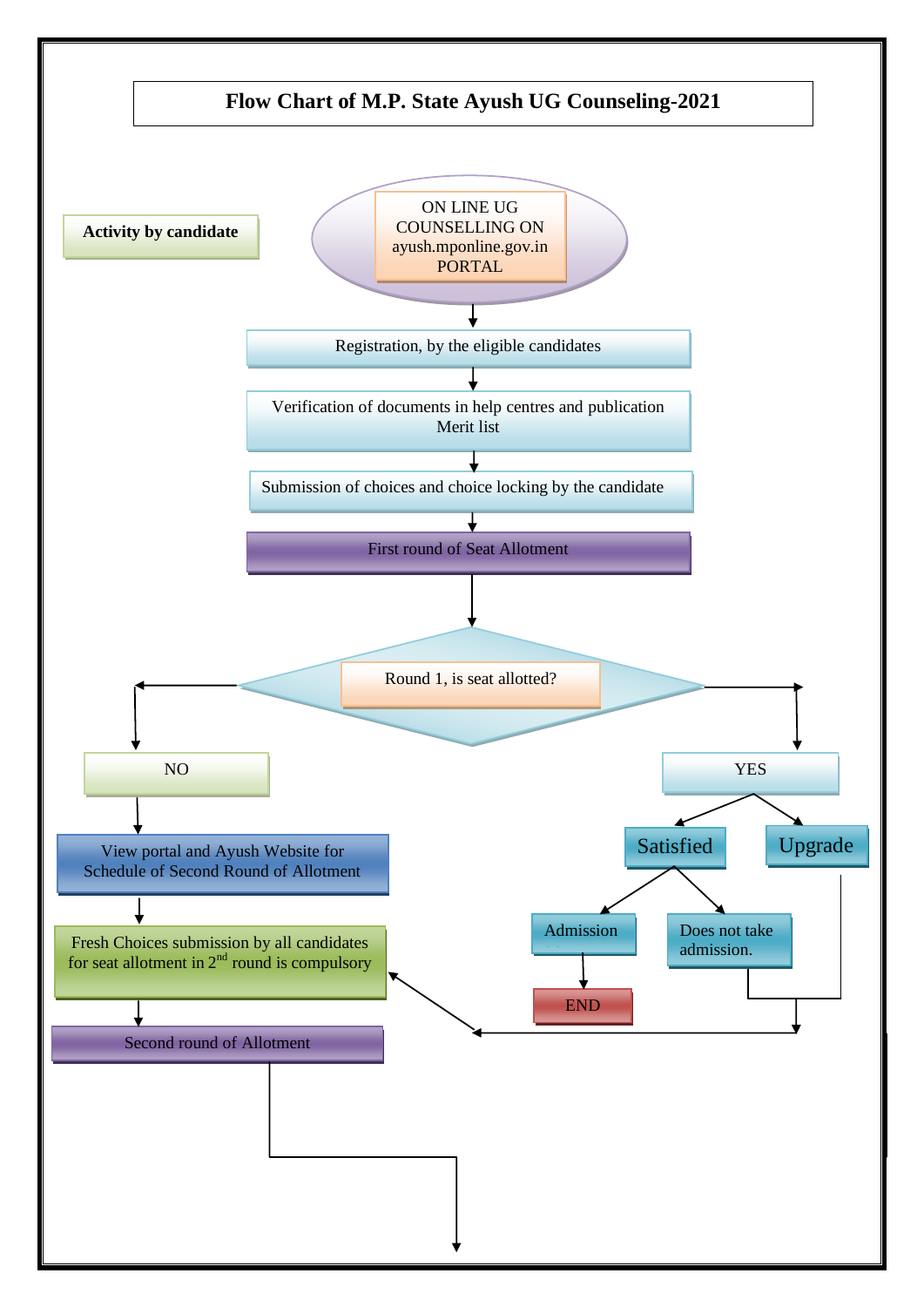# Flow Chart of M.P. State Ayush UG Counseling-2021

**Activity by candidate**

ON LINE UG COUNSELLING ON ayush.mponline.gov.in PORTAL

↓

Registration, by the eligible candidates

↓

Verification of documents in help centres and publication Merit list

↓

Submission of choices and choice locking by the candidate

↓

First round of Seat Allotment

↓

Round 1, is seat allotted?

- NO
  - View portal and Ayush Website for Schedule of Second Round of Allotment
  - Fresh Choices submission by all candidates for seat allotment in 2nd round is compulsory
  - Second round of Allotment
- YES
  - Satisfied
    - Admission → END
    - Does not take admission. → Fresh Choices submission by all candidates for seat allotment in 2nd round is compulsory
  - Upgrade → Fresh Choices submission by all candidates for seat allotment in 2nd round is compulsory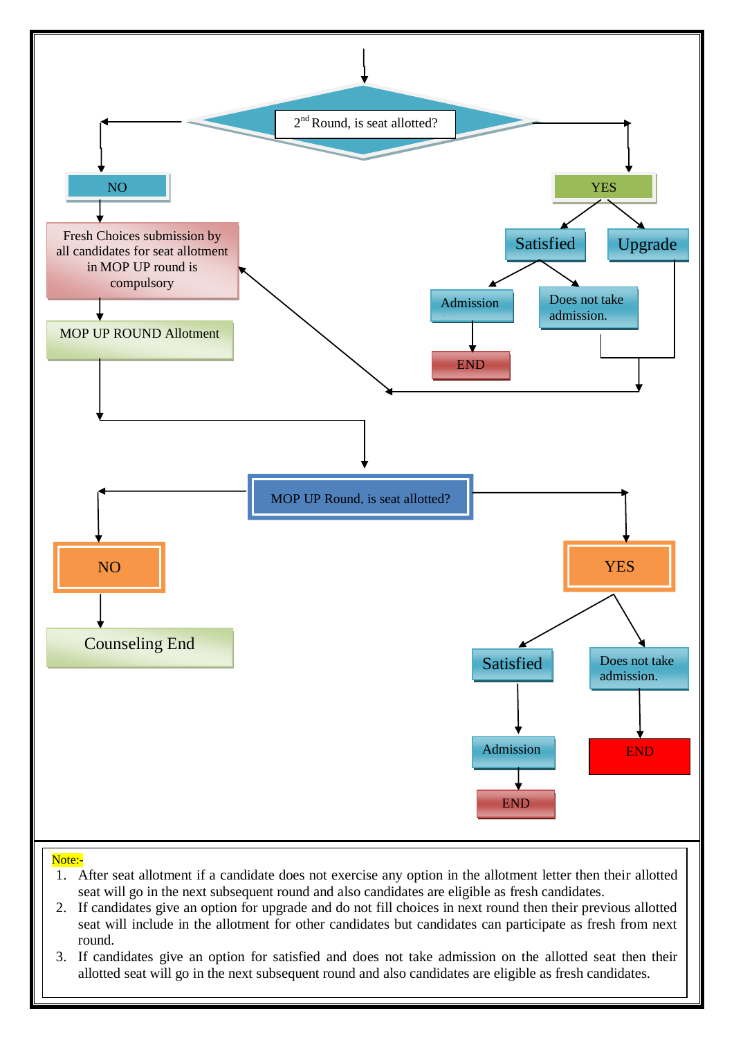2[nd] Round, is seat allotted?

NO

Fresh Choices submission by all candidates for seat allotment in MOP UP round is compulsory

MOP UP ROUND Allotment

YES

Satisfied

Upgrade

Admission

END

Does not take admission.

MOP UP Round, is seat allotted?

NO

Counseling End

YES

Satisfied

Does not take admission.

Admission

END

END

Note:-

1. After seat allotment if a candidate does not exercise any option in the allotment letter then their allotted seat will go in the next subsequent round and also candidates are eligible as fresh candidates.
2. If candidates give an option for upgrade and do not fill choices in next round then their previous allotted seat will include in the allotment for other candidates but candidates can participate as fresh from next round.
3. If candidates give an option for satisfied and does not take admission on the allotted seat then their allotted seat will go in the next subsequent round and also candidates are eligible as fresh candidates.